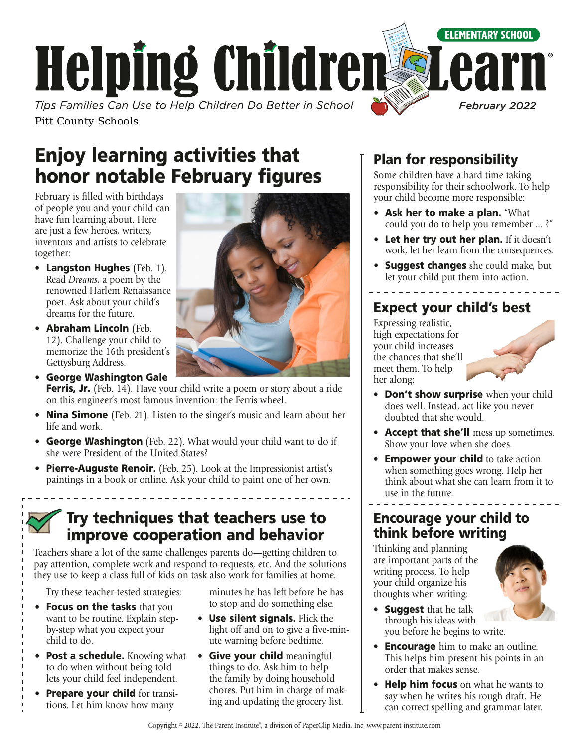ELEMENTARY SCHOOL

# Helping Children Learn®

*Tips Families Can Use to Help Children Do Better in School*

*February 2022*

Pitt County Schools

## Enjoy learning activities that honor notable February figures

February is filled with birthdays of people you and your child can have fun learning about. Here are just a few heroes, writers, inventors and artists to celebrate together:

- **Langston Hughes** (Feb. 1). Read *Dreams*, a poem by the renowned Harlem Renaissance poet. Ask about your child's dreams for the future.
- **Abraham Lincoln** (Feb. 12). Challenge your child to memorize the 16th president's Gettysburg Address.
- **George Washington Gale Ferris, Jr.** (Feb. 14). Have your child write a poem or story about a ride on this engineer's most famous invention: the Ferris wheel.
- **Nina Simone** (Feb. 21). Listen to the singer's music and learn about her life and work.
- **George Washington** (Feb. 22). What would your child want to do if she were President of the United States?
- **Pierre-Auguste Renoir.** (Feb. 25). Look at the Impressionist artist's paintings in a book or online. Ask your child to paint one of her own.

## Try techniques that teachers use to improve cooperation and behavior

Teachers share a lot of the same challenges parents do—getting children to pay attention, complete work and respond to requests, etc. And the solutions they use to keep a class full of kids on task also work for families at home.

Try these teacher-tested strategies:

- **Focus on the tasks** that you want to be routine. Explain step-by-step what you expect your child to do.
- **Post a schedule.** Knowing what to do when without being told lets your child feel independent.
- **Prepare your child** for transitions. Let him know how many minutes he has left before he has to stop and do something else.
- **Use silent signals.** Flick the light off and on to give a five-minute warning before bedtime.
- **Give your child** meaningful things to do. Ask him to help the family by doing household chores. Put him in charge of making and updating the grocery list.

## Plan for responsibility

Some children have a hard time taking responsibility for their schoolwork. To help your child become more responsible:

- **Ask her to make a plan.** "What could you do to help you remember ... ?"
- **Let her try out her plan.** If it doesn't work, let her learn from the consequences.
- **Suggest changes** she could make, but let your child put them into action.

## Expect your child's best

Expressing realistic, high expectations for your child increases the chances that she'll meet them. To help her along:

- **Don't show surprise** when your child does well. Instead, act like you never doubted that she would.
- **Accept that she'll** mess up sometimes. Show your love when she does.
- **Empower your child** to take action when something goes wrong. Help her think about what she can learn from it to use in the future.

## Encourage your child to think before writing

Thinking and planning are important parts of the writing process. To help your child organize his thoughts when writing:

- **Suggest** that he talk through his ideas with you before he begins to write.
- **Encourage** him to make an outline. This helps him present his points in an order that makes sense.
- **Help him focus** on what he wants to say when he writes his rough draft. He can correct spelling and grammar later.

Copyright © 2022, The Parent Institute®, a division of PaperClip Media, Inc. www.parent-institute.com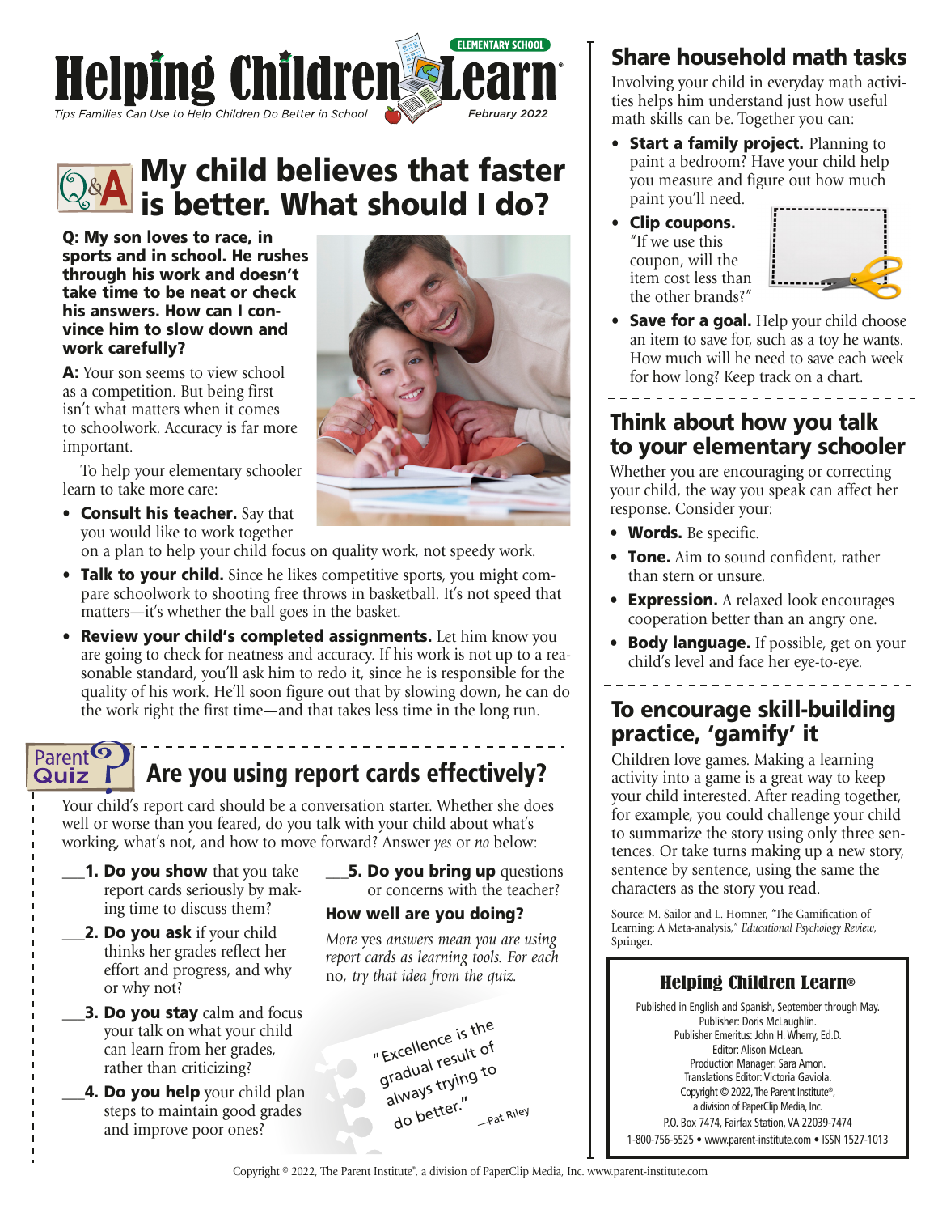# Helping Children Learn

*Tips Families Can Use to Help Children Do Better in School*

ELEMENTARY SCHOOL

February 2022

## My child believes that faster is better. What should I do?

**Q: My son loves to race, in sports and in school. He rushes through his work and doesn't take time to be neat or check his answers. How can I convince him to slow down and work carefully?**

**A:** Your son seems to view school as a competition. But being first isn't what matters when it comes to schoolwork. Accuracy is far more important.

To help your elementary schooler learn to take more care:

- **Consult his teacher.** Say that you would like to work together on a plan to help your child focus on quality work, not speedy work.
- **Talk to your child.** Since he likes competitive sports, you might compare schoolwork to shooting free throws in basketball. It's not speed that matters—it's whether the ball goes in the basket.
- **Review your child's completed assignments.** Let him know you are going to check for neatness and accuracy. If his work is not up to a reasonable standard, you'll ask him to redo it, since he is responsible for the quality of his work. He'll soon figure out that by slowing down, he can do the work right the first time—and that takes less time in the long run.

## Parent Quiz: Are you using report cards effectively?

Your child's report card should be a conversation starter. Whether she does well or worse than you feared, do you talk with your child about what's working, what's not, and how to move forward? Answer *yes* or *no* below:

___**1. Do you show** that you take report cards seriously by making time to discuss them?

___**2. Do you ask** if your child thinks her grades reflect her effort and progress, and why or why not?

___**3. Do you stay** calm and focus your talk on what your child can learn from her grades, rather than criticizing?

___**4. Do you help** your child plan steps to maintain good grades and improve poor ones?

___**5. Do you bring up** questions or concerns with the teacher?

**How well are you doing?**

*More* yes *answers mean you are using report cards as learning tools. For each* no, *try that idea from the quiz.*

"Excellence is the gradual result of always trying to do better."
—Pat Riley

## Share household math tasks

Involving your child in everyday math activities helps him understand just how useful math skills can be. Together you can:

- **Start a family project.** Planning to paint a bedroom? Have your child help you measure and figure out how much paint you'll need.
- **Clip coupons.** "If we use this coupon, will the item cost less than the other brands?"
- **Save for a goal.** Help your child choose an item to save for, such as a toy he wants. How much will he need to save each week for how long? Keep track on a chart.

## Think about how you talk to your elementary schooler

Whether you are encouraging or correcting your child, the way you speak can affect her response. Consider your:

- **Words.** Be specific.
- **Tone.** Aim to sound confident, rather than stern or unsure.
- **Expression.** A relaxed look encourages cooperation better than an angry one.
- **Body language.** If possible, get on your child's level and face her eye-to-eye.

## To encourage skill-building practice, 'gamify' it

Children love games. Making a learning activity into a game is a great way to keep your child interested. After reading together, for example, you could challenge your child to summarize the story using only three sentences. Or take turns making up a new story, sentence by sentence, using the same the characters as the story you read.

Source: M. Sailor and L. Homner, "The Gamification of Learning: A Meta-analysis," *Educational Psychology Review*, Springer.

---

**Helping Children Learn®**

Published in English and Spanish, September through May.
Publisher: Doris McLaughlin.
Publisher Emeritus: John H. Wherry, Ed.D.
Editor: Alison McLean.
Production Manager: Sara Amon.
Translations Editor: Victoria Gaviola.
Copyright © 2022, The Parent Institute®, a division of PaperClip Media, Inc.
P.O. Box 7474, Fairfax Station, VA 22039-7474
1-800-756-5525 • www.parent-institute.com • ISSN 1527-1013